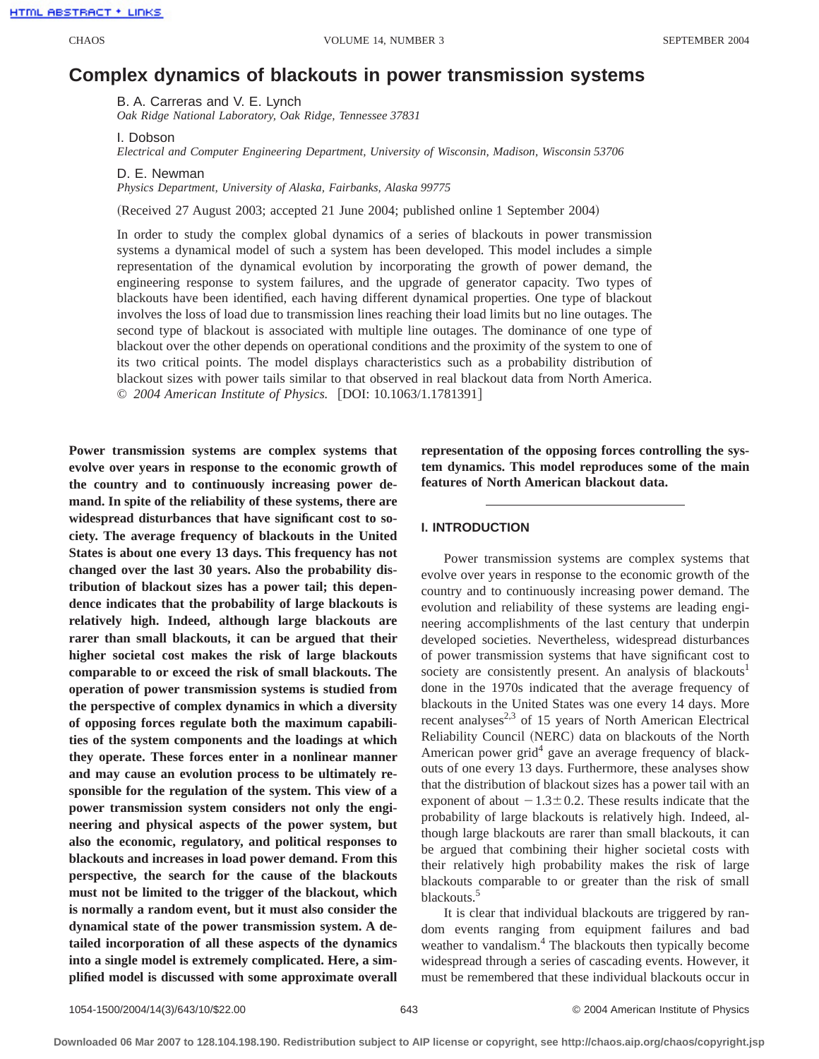# Complex dynamics of blackouts in power transmission systems

B. A. Carreras and V. E. Lynch
*Oak Ridge National Laboratory, Oak Ridge, Tennessee 37831*

I. Dobson
*Electrical and Computer Engineering Department, University of Wisconsin, Madison, Wisconsin 53706*

D. E. Newman
*Physics Department, University of Alaska, Fairbanks, Alaska 99775*

(Received 27 August 2003; accepted 21 June 2004; published online 1 September 2004)

In order to study the complex global dynamics of a series of blackouts in power transmission systems a dynamical model of such a system has been developed. This model includes a simple representation of the dynamical evolution by incorporating the growth of power demand, the engineering response to system failures, and the upgrade of generator capacity. Two types of blackouts have been identified, each having different dynamical properties. One type of blackout involves the loss of load due to transmission lines reaching their load limits but no line outages. The second type of blackout is associated with multiple line outages. The dominance of one type of blackout over the other depends on operational conditions and the proximity of the system to one of its two critical points. The model displays characteristics such as a probability distribution of blackout sizes with power tails similar to that observed in real blackout data from North America. © *2004 American Institute of Physics.* [DOI: 10.1063/1.1781391]

**Power transmission systems are complex systems that evolve over years in response to the economic growth of the country and to continuously increasing power demand. In spite of the reliability of these systems, there are widespread disturbances that have significant cost to society. The average frequency of blackouts in the United States is about one every 13 days. This frequency has not changed over the last 30 years. Also the probability distribution of blackout sizes has a power tail; this dependence indicates that the probability of large blackouts is relatively high. Indeed, although large blackouts are rarer than small blackouts, it can be argued that their higher societal cost makes the risk of large blackouts comparable to or exceed the risk of small blackouts. The operation of power transmission systems is studied from the perspective of complex dynamics in which a diversity of opposing forces regulate both the maximum capabilities of the system components and the loadings at which they operate. These forces enter in a nonlinear manner and may cause an evolution process to be ultimately responsible for the regulation of the system. This view of a power transmission system considers not only the engineering and physical aspects of the power system, but also the economic, regulatory, and political responses to blackouts and increases in load power demand. From this perspective, the search for the cause of the blackouts must not be limited to the trigger of the blackout, which is normally a random event, but it must also consider the dynamical state of the power transmission system. A detailed incorporation of all these aspects of the dynamics into a single model is extremely complicated. Here, a simplified model is discussed with some approximate overall representation of the opposing forces controlling the system dynamics. This model reproduces some of the main features of North American blackout data.**

## I. INTRODUCTION

Power transmission systems are complex systems that evolve over years in response to the economic growth of the country and to continuously increasing power demand. The evolution and reliability of these systems are leading engineering accomplishments of the last century that underpin developed societies. Nevertheless, widespread disturbances of power transmission systems that have significant cost to society are consistently present. An analysis of blackouts[1] done in the 1970s indicated that the average frequency of blackouts in the United States was one every 14 days. More recent analyses[2,3] of 15 years of North American Electrical Reliability Council (NERC) data on blackouts of the North American power grid[4] gave an average frequency of blackouts of one every 13 days. Furthermore, these analyses show that the distribution of blackout sizes has a power tail with an exponent of about $-1.3 \pm 0.2$. These results indicate that the probability of large blackouts is relatively high. Indeed, although large blackouts are rarer than small blackouts, it can be argued that combining their higher societal costs with their relatively high probability makes the risk of large blackouts comparable to or greater than the risk of small blackouts.[5]

It is clear that individual blackouts are triggered by random events ranging from equipment failures and bad weather to vandalism.[4] The blackouts then typically become widespread through a series of cascading events. However, it must be remembered that these individual blackouts occur in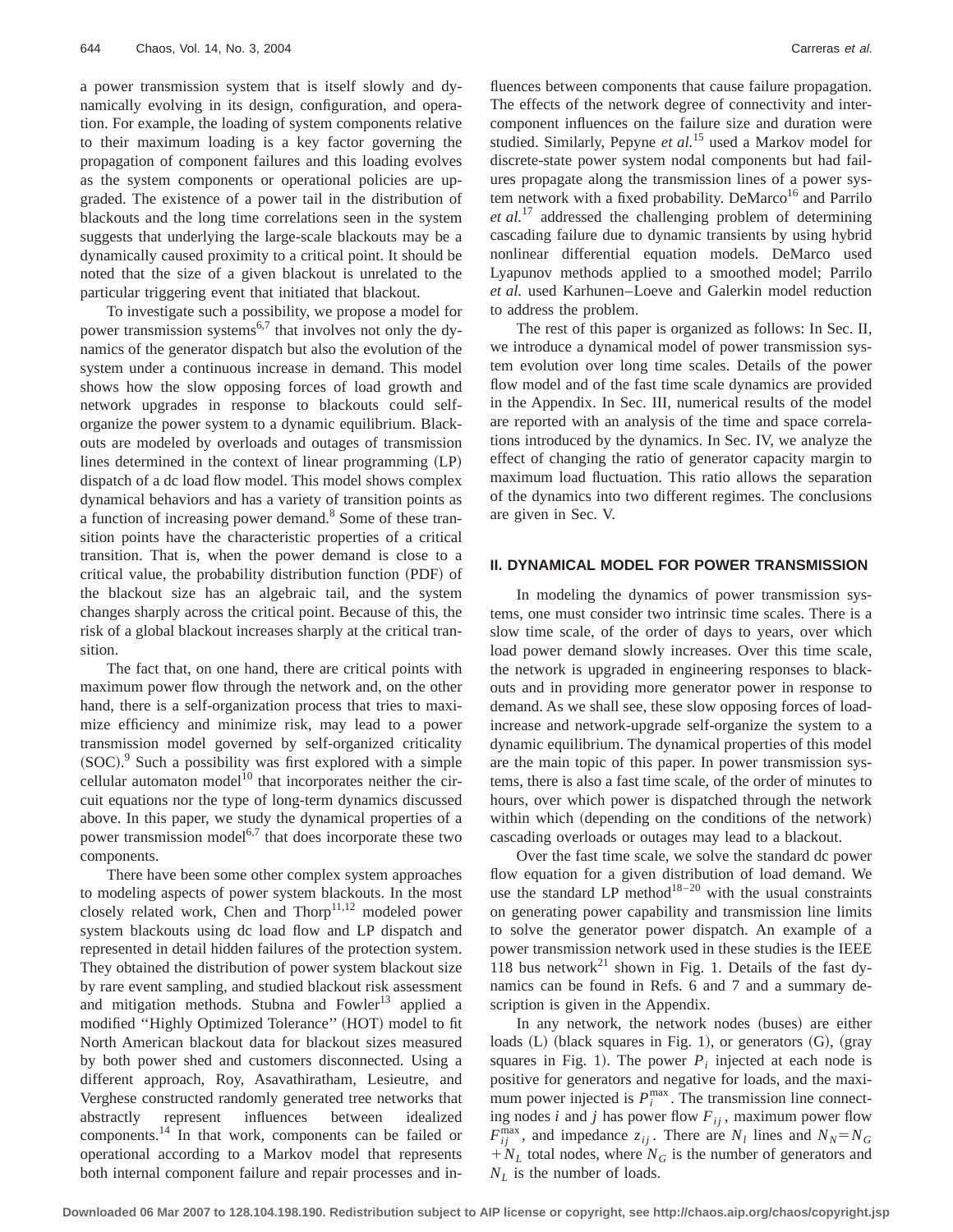a power transmission system that is itself slowly and dynamically evolving in its design, configuration, and operation. For example, the loading of system components relative to their maximum loading is a key factor governing the propagation of component failures and this loading evolves as the system components or operational policies are upgraded. The existence of a power tail in the distribution of blackouts and the long time correlations seen in the system suggests that underlying the large-scale blackouts may be a dynamically caused proximity to a critical point. It should be noted that the size of a given blackout is unrelated to the particular triggering event that initiated that blackout.

To investigate such a possibility, we propose a model for power transmission systems[6,7] that involves not only the dynamics of the generator dispatch but also the evolution of the system under a continuous increase in demand. This model shows how the slow opposing forces of load growth and network upgrades in response to blackouts could self-organize the power system to a dynamic equilibrium. Blackouts are modeled by overloads and outages of transmission lines determined in the context of linear programming (LP) dispatch of a dc load flow model. This model shows complex dynamical behaviors and has a variety of transition points as a function of increasing power demand.[8] Some of these transition points have the characteristic properties of a critical transition. That is, when the power demand is close to a critical value, the probability distribution function (PDF) of the blackout size has an algebraic tail, and the system changes sharply across the critical point. Because of this, the risk of a global blackout increases sharply at the critical transition.

The fact that, on one hand, there are critical points with maximum power flow through the network and, on the other hand, there is a self-organization process that tries to maximize efficiency and minimize risk, may lead to a power transmission model governed by self-organized criticality (SOC).[9] Such a possibility was first explored with a simple cellular automaton model[10] that incorporates neither the circuit equations nor the type of long-term dynamics discussed above. In this paper, we study the dynamical properties of a power transmission model[6,7] that does incorporate these two components.

There have been some other complex system approaches to modeling aspects of power system blackouts. In the most closely related work, Chen and Thorp[11,12] modeled power system blackouts using dc load flow and LP dispatch and represented in detail hidden failures of the protection system. They obtained the distribution of power system blackout size by rare event sampling, and studied blackout risk assessment and mitigation methods. Stubna and Fowler[13] applied a modified ''Highly Optimized Tolerance'' (HOT) model to fit North American blackout data for blackout sizes measured by both power shed and customers disconnected. Using a different approach, Roy, Asavathiratham, Lesieutre, and Verghese constructed randomly generated tree networks that abstractly represent influences between idealized components.[14] In that work, components can be failed or operational according to a Markov model that represents both internal component failure and repair processes and influences between components that cause failure propagation. The effects of the network degree of connectivity and intercomponent influences on the failure size and duration were studied. Similarly, Pepyne *et al.*[15] used a Markov model for discrete-state power system nodal components but had failures propagate along the transmission lines of a power system network with a fixed probability. DeMarco[16] and Parrilo *et al.*[17] addressed the challenging problem of determining cascading failure due to dynamic transients by using hybrid nonlinear differential equation models. DeMarco used Lyapunov methods applied to a smoothed model; Parrilo *et al.* used Karhunen–Loeve and Galerkin model reduction to address the problem.

The rest of this paper is organized as follows: In Sec. II, we introduce a dynamical model of power transmission system evolution over long time scales. Details of the power flow model and of the fast time scale dynamics are provided in the Appendix. In Sec. III, numerical results of the model are reported with an analysis of the time and space correlations introduced by the dynamics. In Sec. IV, we analyze the effect of changing the ratio of generator capacity margin to maximum load fluctuation. This ratio allows the separation of the dynamics into two different regimes. The conclusions are given in Sec. V.

## II. DYNAMICAL MODEL FOR POWER TRANSMISSION

In modeling the dynamics of power transmission systems, one must consider two intrinsic time scales. There is a slow time scale, of the order of days to years, over which load power demand slowly increases. Over this time scale, the network is upgraded in engineering responses to blackouts and in providing more generator power in response to demand. As we shall see, these slow opposing forces of load-increase and network-upgrade self-organize the system to a dynamic equilibrium. The dynamical properties of this model are the main topic of this paper. In power transmission systems, there is also a fast time scale, of the order of minutes to hours, over which power is dispatched through the network within which (depending on the conditions of the network) cascading overloads or outages may lead to a blackout.

Over the fast time scale, we solve the standard dc power flow equation for a given distribution of load demand. We use the standard LP method[18–20] with the usual constraints on generating power capability and transmission line limits to solve the generator power dispatch. An example of a power transmission network used in these studies is the IEEE 118 bus network[21] shown in Fig. 1. Details of the fast dynamics can be found in Refs. 6 and 7 and a summary description is given in the Appendix.

In any network, the network nodes (buses) are either loads (L) (black squares in Fig. 1), or generators (G), (gray squares in Fig. 1). The power $P_i$ injected at each node is positive for generators and negative for loads, and the maximum power injected is $P_i^{\max}$. The transmission line connecting nodes $i$ and $j$ has power flow $F_{ij}$, maximum power flow $F_{ij}^{\max}$, and impedance $z_{ij}$. There are $N_l$ lines and $N_N = N_G + N_L$ total nodes, where $N_G$ is the number of generators and $N_L$ is the number of loads.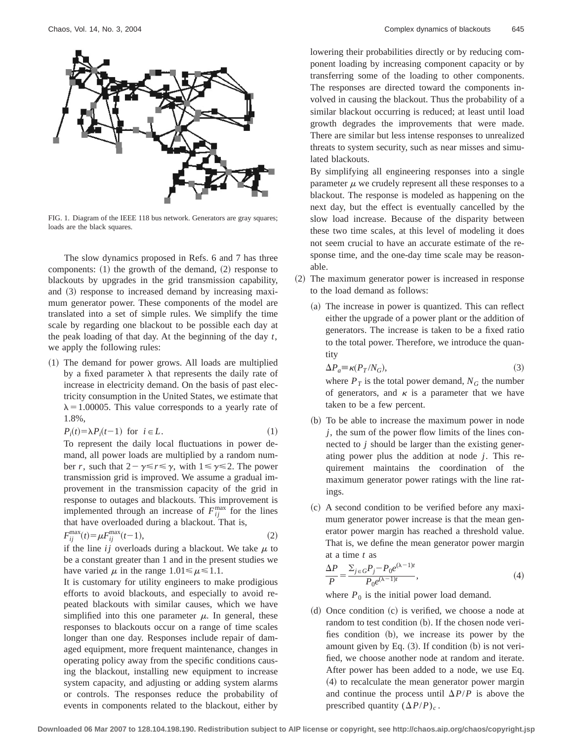FIG. 1. Diagram of the IEEE 118 bus network. Generators are gray squares; loads are the black squares.

The slow dynamics proposed in Refs. 6 and 7 has three components: (1) the growth of the demand, (2) response to blackouts by upgrades in the grid transmission capability, and (3) response to increased demand by increasing maximum generator power. These components of the model are translated into a set of simple rules. We simplify the time scale by regarding one blackout to be possible each day at the peak loading of that day. At the beginning of the day $t$, we apply the following rules:

(1) The demand for power grows. All loads are multiplied by a fixed parameter $\lambda$ that represents the daily rate of increase in electricity demand. On the basis of past electricity consumption in the United States, we estimate that $\lambda = 1.00005$. This value corresponds to a yearly rate of 1.8%,

$$P_i(t) = \lambda P_i(t-1) \quad \text{for} \quad i \in L. \tag{1}$$

To represent the daily local fluctuations in power demand, all power loads are multiplied by a random number $r$, such that $2-\gamma \leqslant r \leqslant \gamma$, with $1 \leqslant \gamma \leqslant 2$. The power transmission grid is improved. We assume a gradual improvement in the transmission capacity of the grid in response to outages and blackouts. This improvement is implemented through an increase of $F_{ij}^{\max}$ for the lines that have overloaded during a blackout. That is,

$$F_{ij}^{\max}(t) = \mu F_{ij}^{\max}(t-1), \tag{2}$$

if the line $ij$ overloads during a blackout. We take $\mu$ to be a constant greater than 1 and in the present studies we have varied $\mu$ in the range $1.01 \leqslant \mu \leqslant 1.1$.

It is customary for utility engineers to make prodigious efforts to avoid blackouts, and especially to avoid repeated blackouts with similar causes, which we have simplified into this one parameter $\mu$. In general, these responses to blackouts occur on a range of time scales longer than one day. Responses include repair of damaged equipment, more frequent maintenance, changes in operating policy away from the specific conditions causing the blackout, installing new equipment to increase system capacity, and adjusting or adding system alarms or controls. The responses reduce the probability of events in components related to the blackout, either by lowering their probabilities directly or by reducing component loading by increasing component capacity or by transferring some of the loading to other components. The responses are directed toward the components involved in causing the blackout. Thus the probability of a similar blackout occurring is reduced; at least until load growth degrades the improvements that were made. There are similar but less intense responses to unrealized threats to system security, such as near misses and simulated blackouts.

By simplifying all engineering responses into a single parameter $\mu$ we crudely represent all these responses to a blackout. The response is modeled as happening on the next day, but the effect is eventually cancelled by the slow load increase. Because of the disparity between these two time scales, at this level of modeling it does not seem crucial to have an accurate estimate of the response time, and the one-day time scale may be reasonable.

(2) The maximum generator power is increased in response to the load demand as follows:

(a) The increase in power is quantized. This can reflect either the upgrade of a power plant or the addition of generators. The increase is taken to be a fixed ratio to the total power. Therefore, we introduce the quantity

$$\Delta P_a \equiv \kappa (P_T / N_G), \tag{3}$$

where $P_T$ is the total power demand, $N_G$ the number of generators, and $\kappa$ is a parameter that we have taken to be a few percent.

(b) To be able to increase the maximum power in node $j$, the sum of the power flow limits of the lines connected to $j$ should be larger than the existing generating power plus the addition at node $j$. This requirement maintains the coordination of the maximum generator power ratings with the line ratings.

(c) A second condition to be verified before any maximum generator power increase is that the mean generator power margin has reached a threshold value. That is, we define the mean generator power margin at a time $t$ as

$$\frac{\Delta P}{P} = \frac{\sum_{j \in G} P_j - P_0 e^{(\lambda-1)t}}{P_0 e^{(\lambda-1)t}}, \tag{4}$$

where $P_0$ is the initial power load demand.

(d) Once condition (c) is verified, we choose a node at random to test condition (b). If the chosen node verifies condition (b), we increase its power by the amount given by Eq. (3). If condition (b) is not verified, we choose another node at random and iterate. After power has been added to a node, we use Eq. (4) to recalculate the mean generator power margin and continue the process until $\Delta P/P$ is above the prescribed quantity $(\Delta P/P)_c$.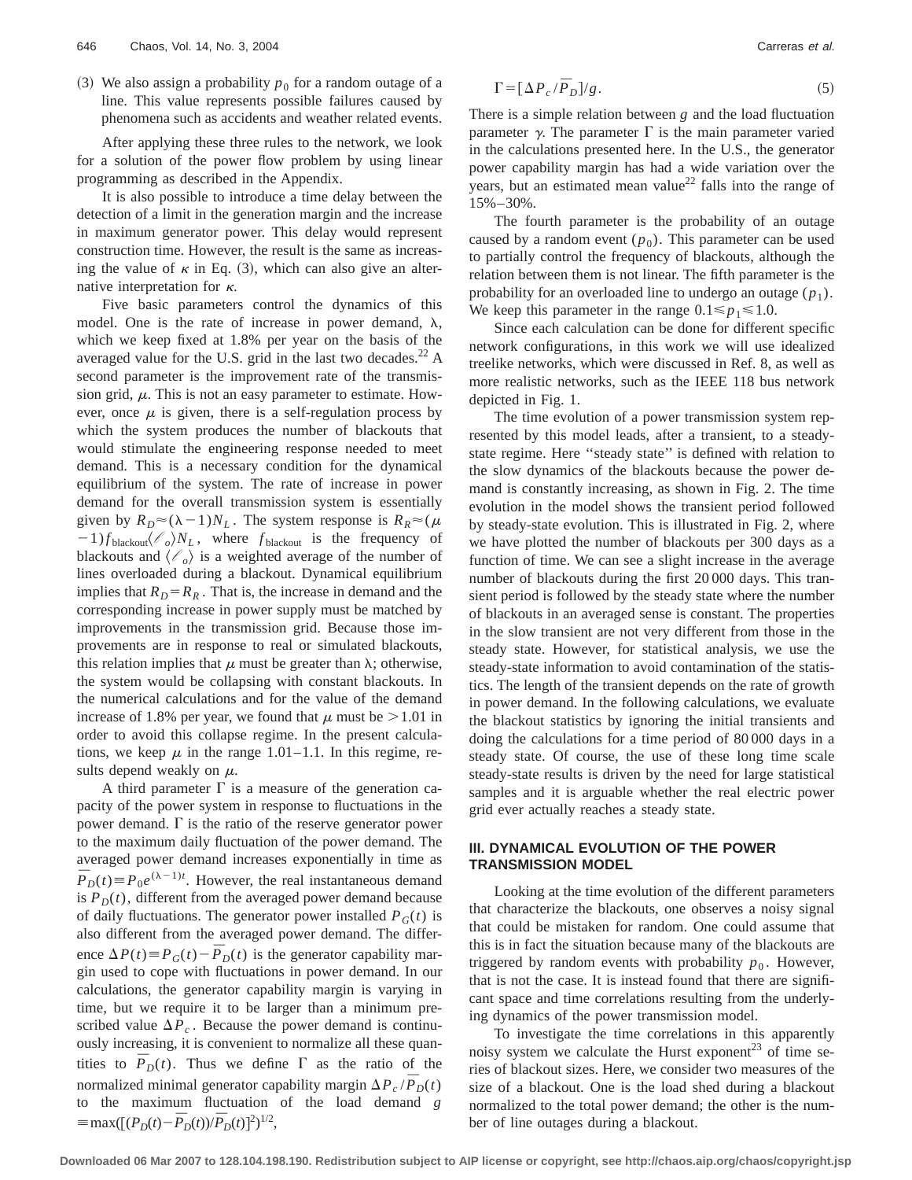(3) We also assign a probability $p_0$ for a random outage of a line. This value represents possible failures caused by phenomena such as accidents and weather related events.

After applying these three rules to the network, we look for a solution of the power flow problem by using linear programming as described in the Appendix.

It is also possible to introduce a time delay between the detection of a limit in the generation margin and the increase in maximum generator power. This delay would represent construction time. However, the result is the same as increasing the value of $\kappa$ in Eq. (3), which can also give an alternative interpretation for $\kappa$.

Five basic parameters control the dynamics of this model. One is the rate of increase in power demand, $\lambda$, which we keep fixed at 1.8% per year on the basis of the averaged value for the U.S. grid in the last two decades.[22] A second parameter is the improvement rate of the transmission grid, $\mu$. This is not an easy parameter to estimate. However, once $\mu$ is given, there is a self-regulation process by which the system produces the number of blackouts that would stimulate the engineering response needed to meet demand. This is a necessary condition for the dynamical equilibrium of the system. The rate of increase in power demand for the overall transmission system is essentially given by $R_D \approx (\lambda - 1) N_L$. The system response is $R_R \approx (\mu - 1) f_{\text{blackout}} \langle \mathscr{O}_o \rangle N_L$, where $f_{\text{blackout}}$ is the frequency of blackouts and $\langle \mathscr{O}_o \rangle$ is a weighted average of the number of lines overloaded during a blackout. Dynamical equilibrium implies that $R_D = R_R$. That is, the increase in demand and the corresponding increase in power supply must be matched by improvements in the transmission grid. Because those improvements are in response to real or simulated blackouts, this relation implies that $\mu$ must be greater than $\lambda$; otherwise, the system would be collapsing with constant blackouts. In the numerical calculations and for the value of the demand increase of 1.8% per year, we found that $\mu$ must be $>1.01$ in order to avoid this collapse regime. In the present calculations, we keep $\mu$ in the range 1.01–1.1. In this regime, results depend weakly on $\mu$.

A third parameter $\Gamma$ is a measure of the generation capacity of the power system in response to fluctuations in the power demand. $\Gamma$ is the ratio of the reserve generator power to the maximum daily fluctuation of the power demand. The averaged power demand increases exponentially in time as $\bar{P}_D(t) \equiv P_0 e^{(\lambda-1)t}$. However, the real instantaneous demand is $P_D(t)$, different from the averaged power demand because of daily fluctuations. The generator power installed $P_G(t)$ is also different from the averaged power demand. The difference $\Delta P(t) \equiv P_G(t) - \bar{P}_D(t)$ is the generator capability margin used to cope with fluctuations in power demand. In our calculations, the generator capability margin is varying in time, but we require it to be larger than a minimum prescribed value $\Delta P_c$. Because the power demand is continuously increasing, it is convenient to normalize all these quantities to $\bar{P}_D(t)$. Thus we define $\Gamma$ as the ratio of the normalized minimal generator capability margin $\Delta P_c / \bar{P}_D(t)$ to the maximum fluctuation of the load demand $g \equiv \max([(P_D(t) - \bar{P}_D(t))/\bar{P}_D(t)]^2)^{1/2}$,

$$\Gamma = [\Delta P_c / \bar{P}_D]/g. \tag{5}$$

There is a simple relation between $g$ and the load fluctuation parameter $\gamma$. The parameter $\Gamma$ is the main parameter varied in the calculations presented here. In the U.S., the generator power capability margin has had a wide variation over the years, but an estimated mean value[22] falls into the range of 15%–30%.

The fourth parameter is the probability of an outage caused by a random event ($p_0$). This parameter can be used to partially control the frequency of blackouts, although the relation between them is not linear. The fifth parameter is the probability for an overloaded line to undergo an outage ($p_1$). We keep this parameter in the range $0.1 \leqslant p_1 \leqslant 1.0$.

Since each calculation can be done for different specific network configurations, in this work we will use idealized treelike networks, which were discussed in Ref. 8, as well as more realistic networks, such as the IEEE 118 bus network depicted in Fig. 1.

The time evolution of a power transmission system represented by this model leads, after a transient, to a steady-state regime. Here "steady state" is defined with relation to the slow dynamics of the blackouts because the power demand is constantly increasing, as shown in Fig. 2. The time evolution in the model shows the transient period followed by steady-state evolution. This is illustrated in Fig. 2, where we have plotted the number of blackouts per 300 days as a function of time. We can see a slight increase in the average number of blackouts during the first 20 000 days. This transient period is followed by the steady state where the number of blackouts in an averaged sense is constant. The properties in the slow transient are not very different from those in the steady state. However, for statistical analysis, we use the steady-state information to avoid contamination of the statistics. The length of the transient depends on the rate of growth in power demand. In the following calculations, we evaluate the blackout statistics by ignoring the initial transients and doing the calculations for a time period of 80 000 days in a steady state. Of course, the use of these long time scale steady-state results is driven by the need for large statistical samples and it is arguable whether the real electric power grid ever actually reaches a steady state.

## III. DYNAMICAL EVOLUTION OF THE POWER TRANSMISSION MODEL

Looking at the time evolution of the different parameters that characterize the blackouts, one observes a noisy signal that could be mistaken for random. One could assume that this is in fact the situation because many of the blackouts are triggered by random events with probability $p_0$. However, that is not the case. It is instead found that there are significant space and time correlations resulting from the underlying dynamics of the power transmission model.

To investigate the time correlations in this apparently noisy system we calculate the Hurst exponent[23] of time series of blackout sizes. Here, we consider two measures of the size of a blackout. One is the load shed during a blackout normalized to the total power demand; the other is the number of line outages during a blackout.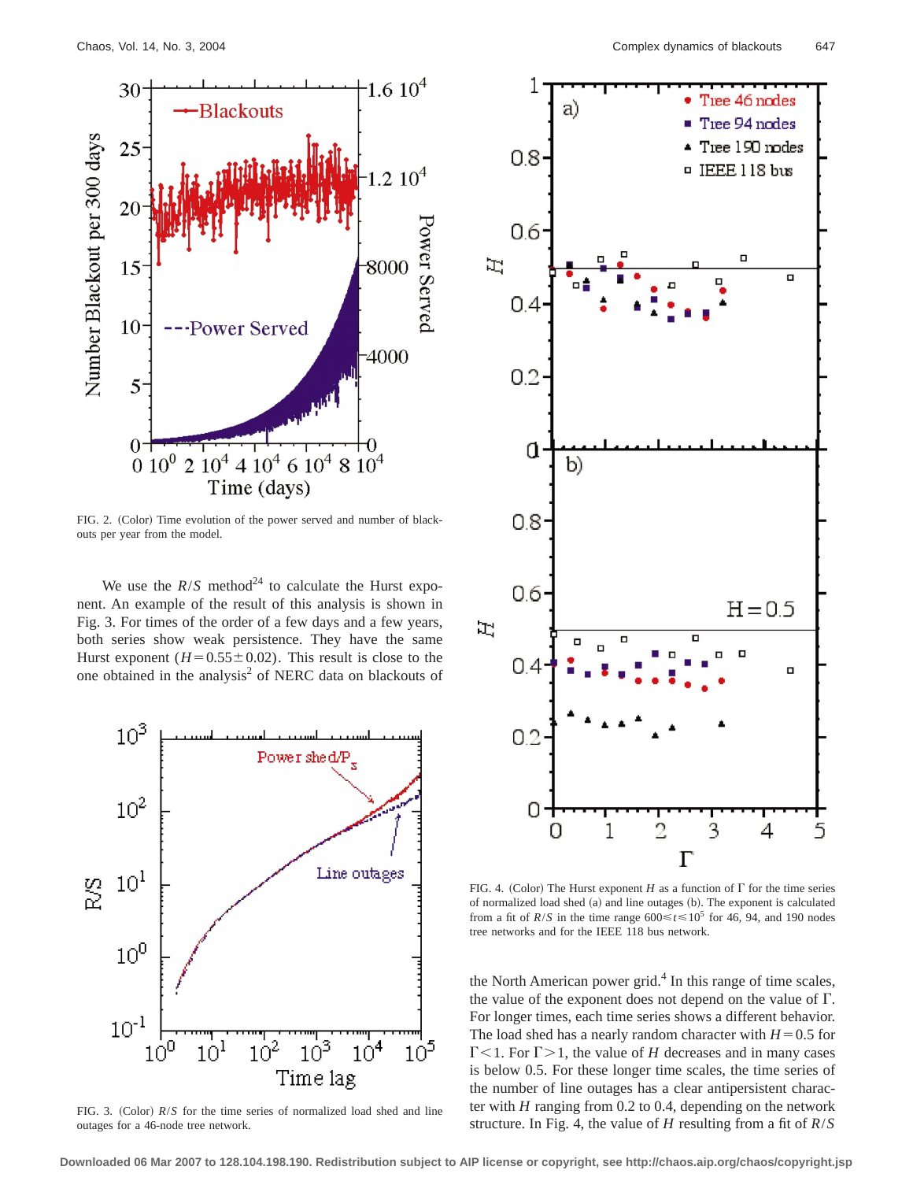FIG. 2. (Color) Time evolution of the power served and number of blackouts per year from the model.

We use the $R/S$ method[24] to calculate the Hurst exponent. An example of the result of this analysis is shown in Fig. 3. For times of the order of a few days and a few years, both series show weak persistence. They have the same Hurst exponent ($H=0.55\pm0.02$). This result is close to the one obtained in the analysis[2] of NERC data on blackouts of the North American power grid.[4] In this range of time scales, the value of the exponent does not depend on the value of $\Gamma$. For longer times, each time series shows a different behavior. The load shed has a nearly random character with $H=0.5$ for $\Gamma<1$. For $\Gamma>1$, the value of $H$ decreases and in many cases is below 0.5. For these longer time scales, the time series of the number of line outages has a clear antipersistent character with $H$ ranging from 0.2 to 0.4, depending on the network structure. In Fig. 4, the value of $H$ resulting from a fit of $R/S$

FIG. 3. (Color) $R/S$ for the time series of normalized load shed and line outages for a 46-node tree network.

FIG. 4. (Color) The Hurst exponent $H$ as a function of $\Gamma$ for the time series of normalized load shed (a) and line outages (b). The exponent is calculated from a fit of $R/S$ in the time range $600\leq t\leq10^5$ for 46, 94, and 190 nodes tree networks and for the IEEE 118 bus network.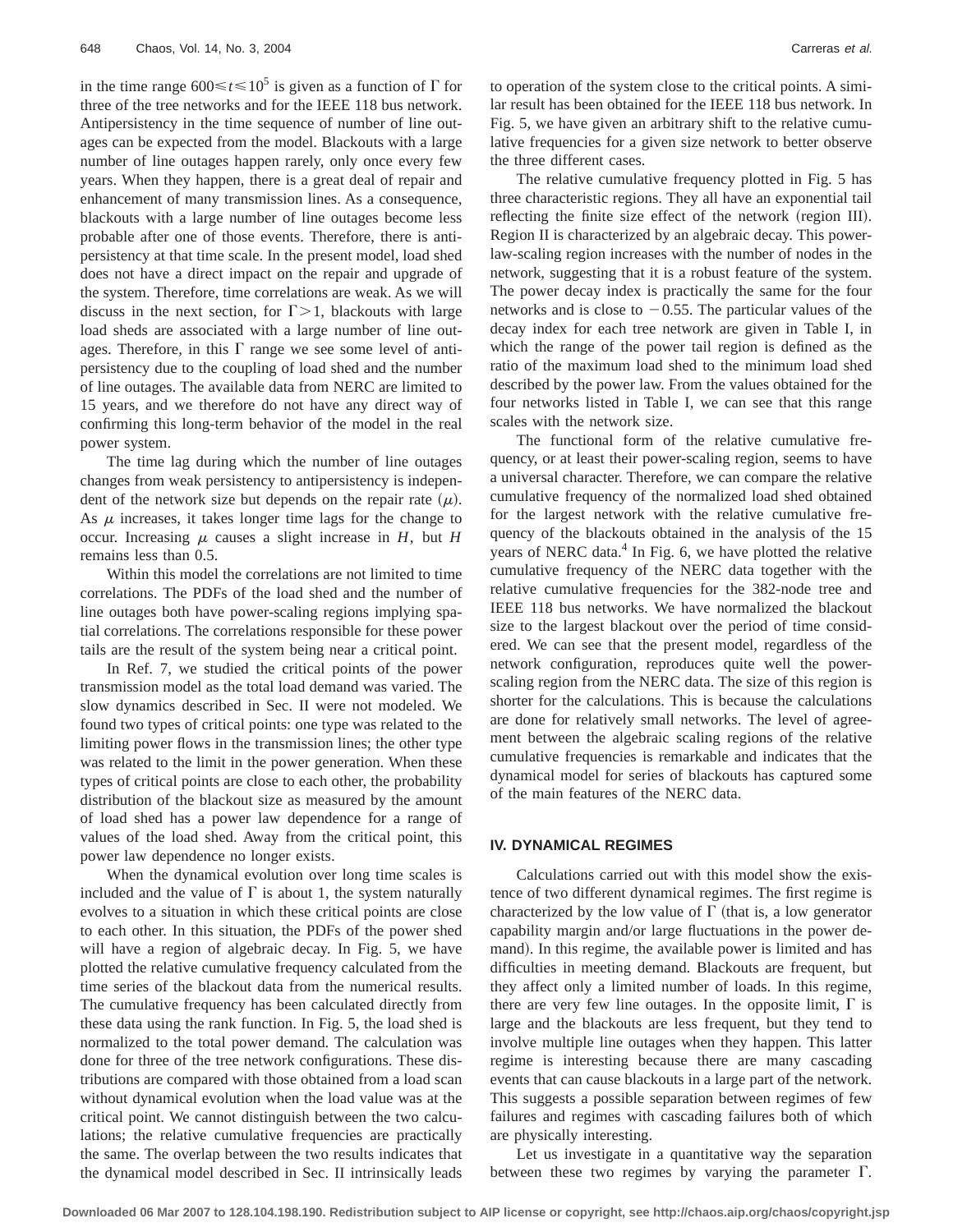in the time range $600 \leq t \leq 10^5$ is given as a function of $\Gamma$ for three of the tree networks and for the IEEE 118 bus network. Antipersistency in the time sequence of number of line outages can be expected from the model. Blackouts with a large number of line outages happen rarely, only once every few years. When they happen, there is a great deal of repair and enhancement of many transmission lines. As a consequence, blackouts with a large number of line outages become less probable after one of those events. Therefore, there is antipersistency at that time scale. In the present model, load shed does not have a direct impact on the repair and upgrade of the system. Therefore, time correlations are weak. As we will discuss in the next section, for $\Gamma > 1$, blackouts with large load sheds are associated with a large number of line outages. Therefore, in this $\Gamma$ range we see some level of antipersistency due to the coupling of load shed and the number of line outages. The available data from NERC are limited to 15 years, and we therefore do not have any direct way of confirming this long-term behavior of the model in the real power system.

The time lag during which the number of line outages changes from weak persistency to antipersistency is independent of the network size but depends on the repair rate ($\mu$). As $\mu$ increases, it takes longer time lags for the change to occur. Increasing $\mu$ causes a slight increase in $H$, but $H$ remains less than 0.5.

Within this model the correlations are not limited to time correlations. The PDFs of the load shed and the number of line outages both have power-scaling regions implying spatial correlations. The correlations responsible for these power tails are the result of the system being near a critical point.

In Ref. 7, we studied the critical points of the power transmission model as the total load demand was varied. The slow dynamics described in Sec. II were not modeled. We found two types of critical points: one type was related to the limiting power flows in the transmission lines; the other type was related to the limit in the power generation. When these types of critical points are close to each other, the probability distribution of the blackout size as measured by the amount of load shed has a power law dependence for a range of values of the load shed. Away from the critical point, this power law dependence no longer exists.

When the dynamical evolution over long time scales is included and the value of $\Gamma$ is about 1, the system naturally evolves to a situation in which these critical points are close to each other. In this situation, the PDFs of the power shed will have a region of algebraic decay. In Fig. 5, we have plotted the relative cumulative frequency calculated from the time series of the blackout data from the numerical results. The cumulative frequency has been calculated directly from these data using the rank function. In Fig. 5, the load shed is normalized to the total power demand. The calculation was done for three of the tree network configurations. These distributions are compared with those obtained from a load scan without dynamical evolution when the load value was at the critical point. We cannot distinguish between the two calculations; the relative cumulative frequencies are practically the same. The overlap between the two results indicates that the dynamical model described in Sec. II intrinsically leads to operation of the system close to the critical points. A similar result has been obtained for the IEEE 118 bus network. In Fig. 5, we have given an arbitrary shift to the relative cumulative frequencies for a given size network to better observe the three different cases.

The relative cumulative frequency plotted in Fig. 5 has three characteristic regions. They all have an exponential tail reflecting the finite size effect of the network (region III). Region II is characterized by an algebraic decay. This power-law-scaling region increases with the number of nodes in the network, suggesting that it is a robust feature of the system. The power decay index is practically the same for the four networks and is close to $-0.55$. The particular values of the decay index for each tree network are given in Table I, in which the range of the power tail region is defined as the ratio of the maximum load shed to the minimum load shed described by the power law. From the values obtained for the four networks listed in Table I, we can see that this range scales with the network size.

The functional form of the relative cumulative frequency, or at least their power-scaling region, seems to have a universal character. Therefore, we can compare the relative cumulative frequency of the normalized load shed obtained for the largest network with the relative cumulative frequency of the blackouts obtained in the analysis of the 15 years of NERC data.[4] In Fig. 6, we have plotted the relative cumulative frequency of the NERC data together with the relative cumulative frequencies for the 382-node tree and IEEE 118 bus networks. We have normalized the blackout size to the largest blackout over the period of time considered. We can see that the present model, regardless of the network configuration, reproduces quite well the power-scaling region from the NERC data. The size of this region is shorter for the calculations. This is because the calculations are done for relatively small networks. The level of agreement between the algebraic scaling regions of the relative cumulative frequencies is remarkable and indicates that the dynamical model for series of blackouts has captured some of the main features of the NERC data.

## IV. DYNAMICAL REGIMES

Calculations carried out with this model show the existence of two different dynamical regimes. The first regime is characterized by the low value of $\Gamma$ (that is, a low generator capability margin and/or large fluctuations in the power demand). In this regime, the available power is limited and has difficulties in meeting demand. Blackouts are frequent, but they affect only a limited number of loads. In this regime, there are very few line outages. In the opposite limit, $\Gamma$ is large and the blackouts are less frequent, but they tend to involve multiple line outages when they happen. This latter regime is interesting because there are many cascading events that can cause blackouts in a large part of the network. This suggests a possible separation between regimes of few failures and regimes with cascading failures both of which are physically interesting.

Let us investigate in a quantitative way the separation between these two regimes by varying the parameter $\Gamma$.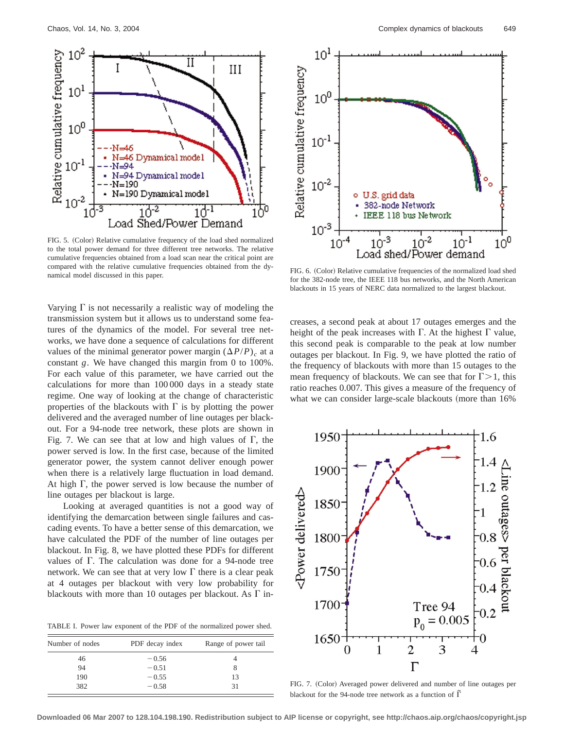FIG. 5. (Color) Relative cumulative frequency of the load shed normalized to the total power demand for three different tree networks. The relative cumulative frequencies obtained from a load scan near the critical point are compared with the relative cumulative frequencies obtained from the dynamical model discussed in this paper.

FIG. 6. (Color) Relative cumulative frequencies of the normalized load shed for the 382-node tree, the IEEE 118 bus networks, and the North American blackouts in 15 years of NERC data normalized to the largest blackout.

Varying $\Gamma$ is not necessarily a realistic way of modeling the transmission system but it allows us to understand some features of the dynamics of the model. For several tree networks, we have done a sequence of calculations for different values of the minimal generator power margin $(\Delta P/P)_c$ at a constant $g$. We have changed this margin from 0 to 100%. For each value of this parameter, we have carried out the calculations for more than 100 000 days in a steady state regime. One way of looking at the change of characteristic properties of the blackouts with $\Gamma$ is by plotting the power delivered and the averaged number of line outages per blackout. For a 94-node tree network, these plots are shown in Fig. 7. We can see that at low and high values of $\Gamma$, the power served is low. In the first case, because of the limited generator power, the system cannot deliver enough power when there is a relatively large fluctuation in load demand. At high $\Gamma$, the power served is low because the number of line outages per blackout is large.

Looking at averaged quantities is not a good way of identifying the demarcation between single failures and cascading events. To have a better sense of this demarcation, we have calculated the PDF of the number of line outages per blackout. In Fig. 8, we have plotted these PDFs for different values of $\Gamma$. The calculation was done for a 94-node tree network. We can see that at very low $\Gamma$ there is a clear peak at 4 outages per blackout with very low probability for blackouts with more than 10 outages per blackout. As $\Gamma$ increases, a second peak at about 17 outages emerges and the height of the peak increases with $\Gamma$. At the highest $\Gamma$ value, this second peak is comparable to the peak at low number outages per blackout. In Fig. 9, we have plotted the ratio of the frequency of blackouts with more than 15 outages to the mean frequency of blackouts. We can see that for $\Gamma > 1$, this ratio reaches 0.007. This gives a measure of the frequency of what we can consider large-scale blackouts (more than 16%

TABLE I. Power law exponent of the PDF of the normalized power shed.

| Number of nodes | PDF decay index | Range of power tail |
|---|---|---|
| 46 | −0.56 | 4 |
| 94 | −0.51 | 8 |
| 190 | −0.55 | 13 |
| 382 | −0.58 | 31 |

FIG. 7. (Color) Averaged power delivered and number of line outages per blackout for the 94-node tree network as a function of $\tilde{\Gamma}$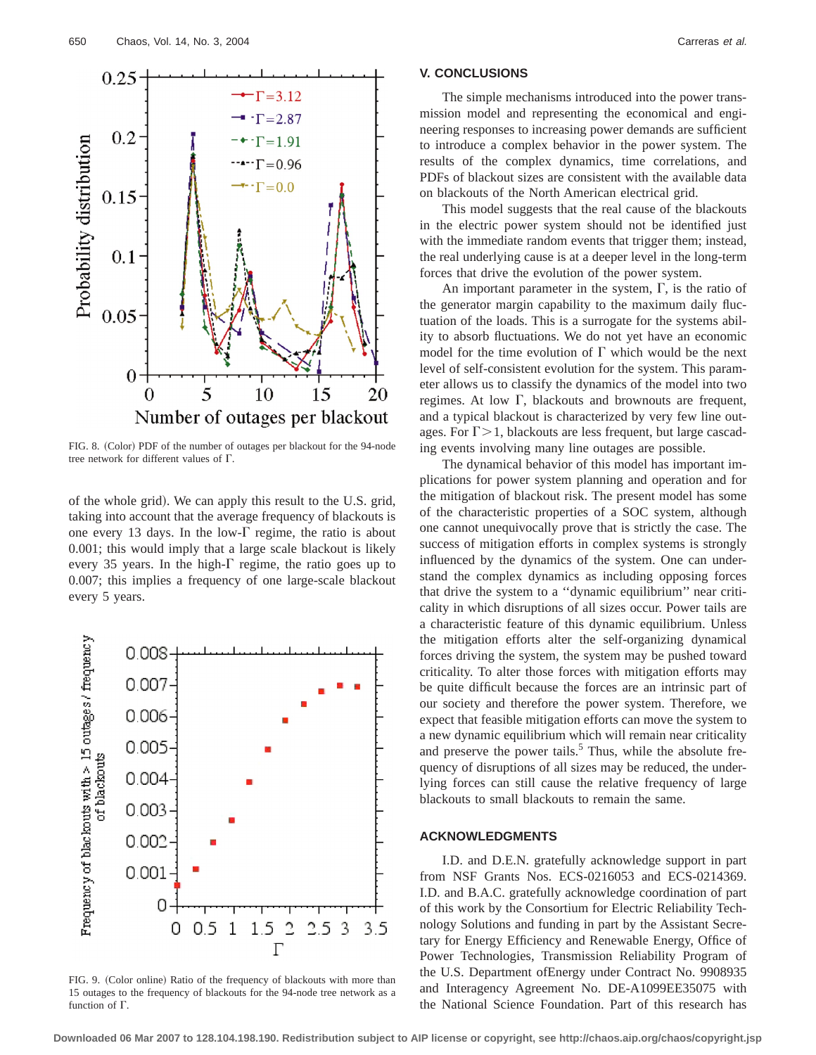FIG. 8. (Color) PDF of the number of outages per blackout for the 94-node tree network for different values of $\Gamma$.

of the whole grid). We can apply this result to the U.S. grid, taking into account that the average frequency of blackouts is one every 13 days. In the low-$\Gamma$ regime, the ratio is about 0.001; this would imply that a large scale blackout is likely every 35 years. In the high-$\Gamma$ regime, the ratio goes up to 0.007; this implies a frequency of one large-scale blackout every 5 years.

FIG. 9. (Color online) Ratio of the frequency of blackouts with more than 15 outages to the frequency of blackouts for the 94-node tree network as a function of $\Gamma$.

## V. CONCLUSIONS

The simple mechanisms introduced into the power transmission model and representing the economical and engineering responses to increasing power demands are sufficient to introduce a complex behavior in the power system. The results of the complex dynamics, time correlations, and PDFs of blackout sizes are consistent with the available data on blackouts of the North American electrical grid.

This model suggests that the real cause of the blackouts in the electric power system should not be identified just with the immediate random events that trigger them; instead, the real underlying cause is at a deeper level in the long-term forces that drive the evolution of the power system.

An important parameter in the system, $\Gamma$, is the ratio of the generator margin capability to the maximum daily fluctuation of the loads. This is a surrogate for the systems ability to absorb fluctuations. We do not yet have an economic model for the time evolution of $\Gamma$ which would be the next level of self-consistent evolution for the system. This parameter allows us to classify the dynamics of the model into two regimes. At low $\Gamma$, blackouts and brownouts are frequent, and a typical blackout is characterized by very few line outages. For $\Gamma > 1$, blackouts are less frequent, but large cascading events involving many line outages are possible.

The dynamical behavior of this model has important implications for power system planning and operation and for the mitigation of blackout risk. The present model has some of the characteristic properties of a SOC system, although one cannot unequivocally prove that is strictly the case. The success of mitigation efforts in complex systems is strongly influenced by the dynamics of the system. One can understand the complex dynamics as including opposing forces that drive the system to a "dynamic equilibrium" near criticality in which disruptions of all sizes occur. Power tails are a characteristic feature of this dynamic equilibrium. Unless the mitigation efforts alter the self-organizing dynamical forces driving the system, the system may be pushed toward criticality. To alter those forces with mitigation efforts may be quite difficult because the forces are an intrinsic part of our society and therefore the power system. Therefore, we expect that feasible mitigation efforts can move the system to a new dynamic equilibrium which will remain near criticality and preserve the power tails.[5] Thus, while the absolute frequency of disruptions of all sizes may be reduced, the underlying forces can still cause the relative frequency of large blackouts to small blackouts to remain the same.

## ACKNOWLEDGMENTS

I.D. and D.E.N. gratefully acknowledge support in part from NSF Grants Nos. ECS-0216053 and ECS-0214369. I.D. and B.A.C. gratefully acknowledge coordination of part of this work by the Consortium for Electric Reliability Technology Solutions and funding in part by the Assistant Secretary for Energy Efficiency and Renewable Energy, Office of Power Technologies, Transmission Reliability Program of the U.S. Department ofEnergy under Contract No. 9908935 and Interagency Agreement No. DE-A1099EE35075 with the National Science Foundation. Part of this research has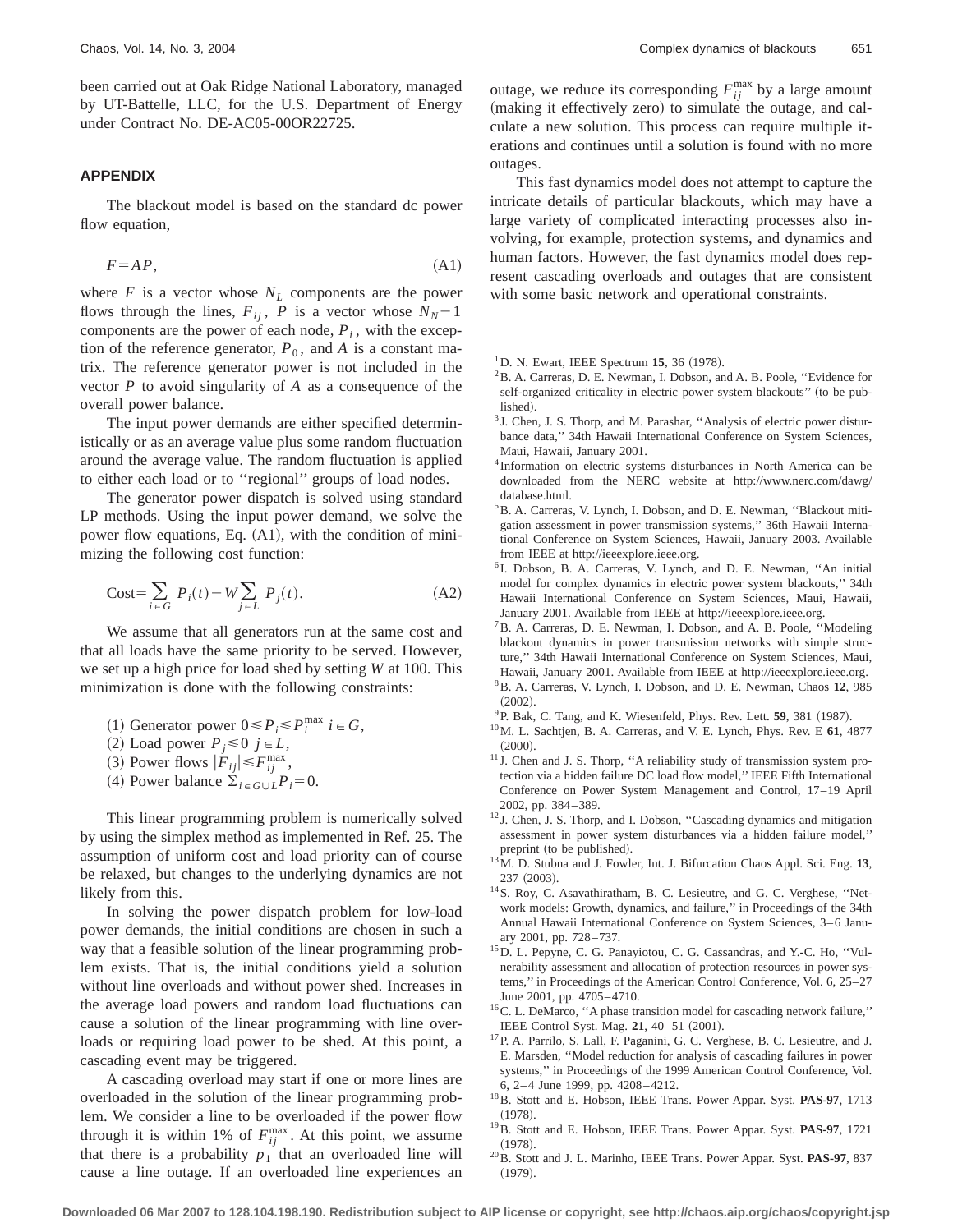been carried out at Oak Ridge National Laboratory, managed by UT-Battelle, LLC, for the U.S. Department of Energy under Contract No. DE-AC05-00OR22725.

## APPENDIX

The blackout model is based on the standard dc power flow equation,

$$F = AP, \tag{A1}$$

where $F$ is a vector whose $N_L$ components are the power flows through the lines, $F_{ij}$, $P$ is a vector whose $N_N - 1$ components are the power of each node, $P_i$, with the exception of the reference generator, $P_0$, and $A$ is a constant matrix. The reference generator power is not included in the vector $P$ to avoid singularity of $A$ as a consequence of the overall power balance.

The input power demands are either specified deterministically or as an average value plus some random fluctuation around the average value. The random fluctuation is applied to either each load or to "regional" groups of load nodes.

The generator power dispatch is solved using standard LP methods. Using the input power demand, we solve the power flow equations, Eq. (A1), with the condition of minimizing the following cost function:

$$\text{Cost} = \sum_{i \in G} P_i(t) - W \sum_{j \in L} P_j(t). \tag{A2}$$

We assume that all generators run at the same cost and that all loads have the same priority to be served. However, we set up a high price for load shed by setting $W$ at 100. This minimization is done with the following constraints:

(1) Generator power $0 \leq P_i \leq P_i^{\max}$ $i \in G$,
(2) Load power $P_j \leq 0$ $j \in L$,
(3) Power flows $|F_{ij}| \leq F_{ij}^{\max}$,
(4) Power balance $\Sigma_{i \in G \cup L} P_i = 0$.

This linear programming problem is numerically solved by using the simplex method as implemented in Ref. 25. The assumption of uniform cost and load priority can of course be relaxed, but changes to the underlying dynamics are not likely from this.

In solving the power dispatch problem for low-load power demands, the initial conditions are chosen in such a way that a feasible solution of the linear programming problem exists. That is, the initial conditions yield a solution without line overloads and without power shed. Increases in the average load powers and random load fluctuations can cause a solution of the linear programming with line overloads or requiring load power to be shed. At this point, a cascading event may be triggered.

A cascading overload may start if one or more lines are overloaded in the solution of the linear programming problem. We consider a line to be overloaded if the power flow through it is within 1% of $F_{ij}^{\max}$. At this point, we assume that there is a probability $p_1$ that an overloaded line will cause a line outage. If an overloaded line experiences an outage, we reduce its corresponding $F_{ij}^{\max}$ by a large amount (making it effectively zero) to simulate the outage, and calculate a new solution. This process can require multiple iterations and continues until a solution is found with no more outages.

This fast dynamics model does not attempt to capture the intricate details of particular blackouts, which may have a large variety of complicated interacting processes also involving, for example, protection systems, and dynamics and human factors. However, the fast dynamics model does represent cascading overloads and outages that are consistent with some basic network and operational constraints.

[1] D. N. Ewart, IEEE Spectrum **15**, 36 (1978).

[2] B. A. Carreras, D. E. Newman, I. Dobson, and A. B. Poole, "Evidence for self-organized criticality in electric power system blackouts" (to be published).

[3] J. Chen, J. S. Thorp, and M. Parashar, "Analysis of electric power disturbance data," 34th Hawaii International Conference on System Sciences, Maui, Hawaii, January 2001.

[4] Information on electric systems disturbances in North America can be downloaded from the NERC website at http://www.nerc.com/dawg/database.html.

[5] B. A. Carreras, V. Lynch, I. Dobson, and D. E. Newman, "Blackout mitigation assessment in power transmission systems," 36th Hawaii International Conference on System Sciences, Hawaii, January 2003. Available from IEEE at http://ieeexplore.ieee.org.

[6] I. Dobson, B. A. Carreras, V. Lynch, and D. E. Newman, "An initial model for complex dynamics in electric power system blackouts," 34th Hawaii International Conference on System Sciences, Maui, Hawaii, January 2001. Available from IEEE at http://ieeexplore.ieee.org.

[7] B. A. Carreras, D. E. Newman, I. Dobson, and A. B. Poole, "Modeling blackout dynamics in power transmission networks with simple structure," 34th Hawaii International Conference on System Sciences, Maui, Hawaii, January 2001. Available from IEEE at http://ieeexplore.ieee.org.

[8] B. A. Carreras, V. Lynch, I. Dobson, and D. E. Newman, Chaos **12**, 985 (2002).

[9] P. Bak, C. Tang, and K. Wiesenfeld, Phys. Rev. Lett. **59**, 381 (1987).

[10] M. L. Sachtjen, B. A. Carreras, and V. E. Lynch, Phys. Rev. E **61**, 4877 (2000).

[11] J. Chen and J. S. Thorp, "A reliability study of transmission system protection via a hidden failure DC load flow model," IEEE Fifth International Conference on Power System Management and Control, 17–19 April 2002, pp. 384–389.

[12] J. Chen, J. S. Thorp, and I. Dobson, "Cascading dynamics and mitigation assessment in power system disturbances via a hidden failure model," preprint (to be published).

[13] M. D. Stubna and J. Fowler, Int. J. Bifurcation Chaos Appl. Sci. Eng. **13**, 237 (2003).

[14] S. Roy, C. Asavathiratham, B. C. Lesieutre, and G. C. Verghese, "Network models: Growth, dynamics, and failure," in Proceedings of the 34th Annual Hawaii International Conference on System Sciences, 3–6 January 2001, pp. 728–737.

[15] D. L. Pepyne, C. G. Panayiotou, C. G. Cassandras, and Y.-C. Ho, "Vulnerability assessment and allocation of protection resources in power systems," in Proceedings of the American Control Conference, Vol. 6, 25–27 June 2001, pp. 4705–4710.

[16] C. L. DeMarco, "A phase transition model for cascading network failure," IEEE Control Syst. Mag. **21**, 40–51 (2001).

[17] P. A. Parrilo, S. Lall, F. Paganini, G. C. Verghese, B. C. Lesieutre, and J. E. Marsden, "Model reduction for analysis of cascading failures in power systems," in Proceedings of the 1999 American Control Conference, Vol. 6, 2–4 June 1999, pp. 4208–4212.

[18] B. Stott and E. Hobson, IEEE Trans. Power Appar. Syst. **PAS-97**, 1713 (1978).

[19] B. Stott and E. Hobson, IEEE Trans. Power Appar. Syst. **PAS-97**, 1721 (1978).

[20] B. Stott and J. L. Marinho, IEEE Trans. Power Appar. Syst. **PAS-97**, 837 (1979).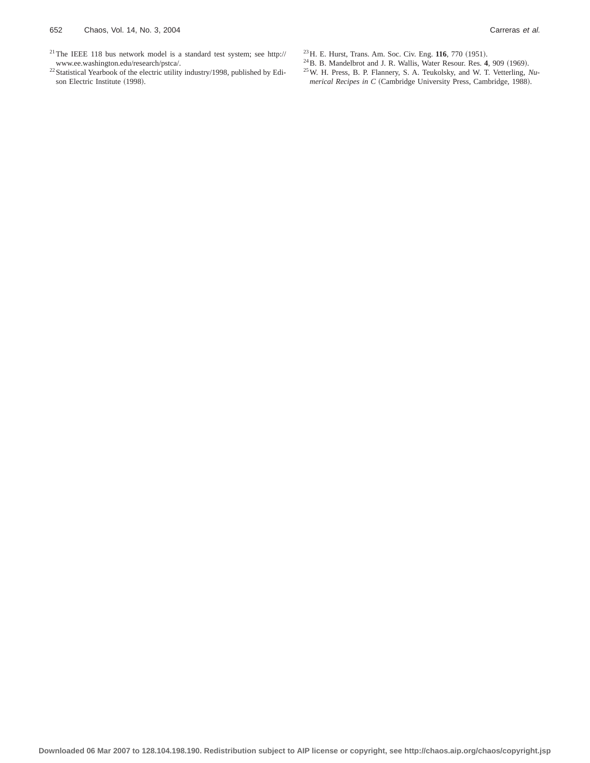[21] The IEEE 118 bus network model is a standard test system; see http://www.ee.washington.edu/research/pstca/.

[22] Statistical Yearbook of the electric utility industry/1998, published by Edison Electric Institute (1998).

[23] H. E. Hurst, Trans. Am. Soc. Civ. Eng. **116**, 770 (1951).

[24] B. B. Mandelbrot and J. R. Wallis, Water Resour. Res. **4**, 909 (1969).

[25] W. H. Press, B. P. Flannery, S. A. Teukolsky, and W. T. Vetterling, *Numerical Recipes in C* (Cambridge University Press, Cambridge, 1988).